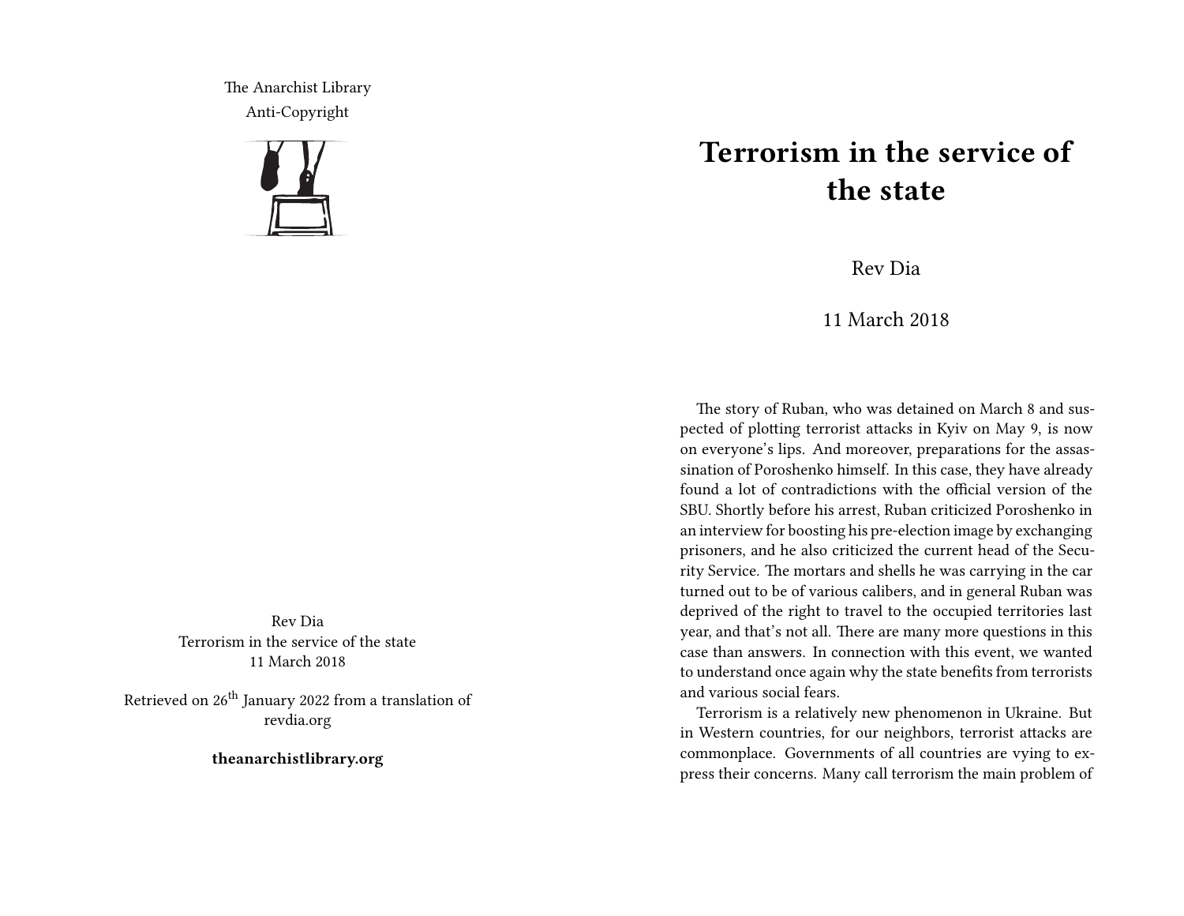The Anarchist Library
Anti-Copyright

Rev Dia
Terrorism in the service of the state
11 March 2018

Retrieved on 26th January 2022 from a translation of revdia.org

**theanarchistlibrary.org**

# Terrorism in the service of the state

Rev Dia

11 March 2018

The story of Ruban, who was detained on March 8 and suspected of plotting terrorist attacks in Kyiv on May 9, is now on everyone's lips. And moreover, preparations for the assassination of Poroshenko himself. In this case, they have already found a lot of contradictions with the official version of the SBU. Shortly before his arrest, Ruban criticized Poroshenko in an interview for boosting his pre-election image by exchanging prisoners, and he also criticized the current head of the Security Service. The mortars and shells he was carrying in the car turned out to be of various calibers, and in general Ruban was deprived of the right to travel to the occupied territories last year, and that's not all. There are many more questions in this case than answers. In connection with this event, we wanted to understand once again why the state benefits from terrorists and various social fears.

Terrorism is a relatively new phenomenon in Ukraine. But in Western countries, for our neighbors, terrorist attacks are commonplace. Governments of all countries are vying to express their concerns. Many call terrorism the main problem of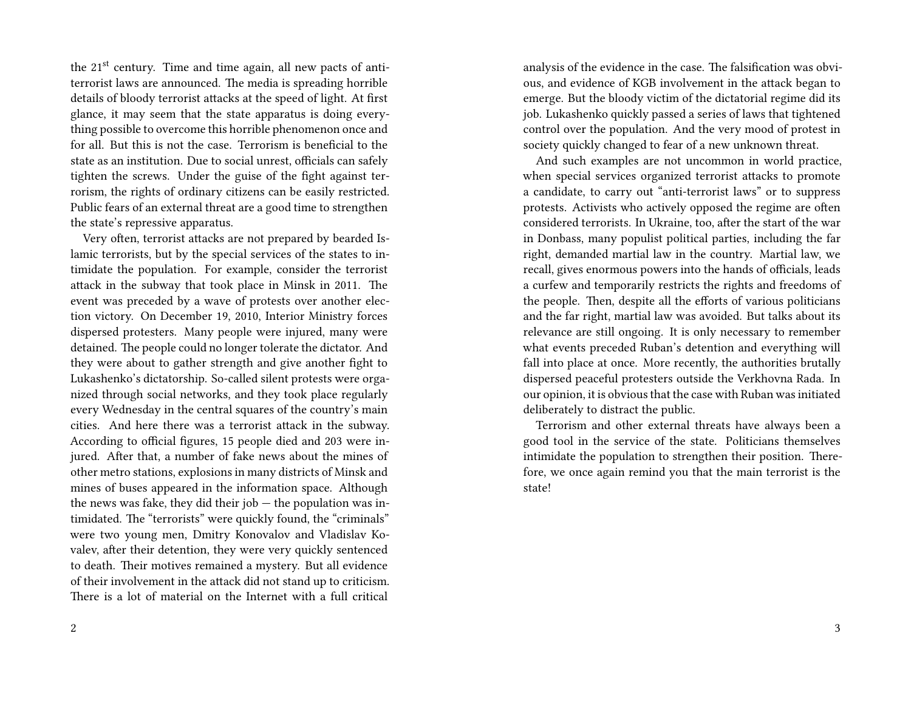the 21st century. Time and time again, all new pacts of anti-terrorist laws are announced. The media is spreading horrible details of bloody terrorist attacks at the speed of light. At first glance, it may seem that the state apparatus is doing everything possible to overcome this horrible phenomenon once and for all. But this is not the case. Terrorism is beneficial to the state as an institution. Due to social unrest, officials can safely tighten the screws. Under the guise of the fight against terrorism, the rights of ordinary citizens can be easily restricted. Public fears of an external threat are a good time to strengthen the state's repressive apparatus.

Very often, terrorist attacks are not prepared by bearded Islamic terrorists, but by the special services of the states to intimidate the population. For example, consider the terrorist attack in the subway that took place in Minsk in 2011. The event was preceded by a wave of protests over another election victory. On December 19, 2010, Interior Ministry forces dispersed protesters. Many people were injured, many were detained. The people could no longer tolerate the dictator. And they were about to gather strength and give another fight to Lukashenko's dictatorship. So-called silent protests were organized through social networks, and they took place regularly every Wednesday in the central squares of the country's main cities. And here there was a terrorist attack in the subway. According to official figures, 15 people died and 203 were injured. After that, a number of fake news about the mines of other metro stations, explosions in many districts of Minsk and mines of buses appeared in the information space. Although the news was fake, they did their job — the population was intimidated. The "terrorists" were quickly found, the "criminals" were two young men, Dmitry Konovalov and Vladislav Kovalev, after their detention, they were very quickly sentenced to death. Their motives remained a mystery. But all evidence of their involvement in the attack did not stand up to criticism. There is a lot of material on the Internet with a full critical analysis of the evidence in the case. The falsification was obvious, and evidence of KGB involvement in the attack began to emerge. But the bloody victim of the dictatorial regime did its job. Lukashenko quickly passed a series of laws that tightened control over the population. And the very mood of protest in society quickly changed to fear of a new unknown threat.

And such examples are not uncommon in world practice, when special services organized terrorist attacks to promote a candidate, to carry out "anti-terrorist laws" or to suppress protests. Activists who actively opposed the regime are often considered terrorists. In Ukraine, too, after the start of the war in Donbass, many populist political parties, including the far right, demanded martial law in the country. Martial law, we recall, gives enormous powers into the hands of officials, leads a curfew and temporarily restricts the rights and freedoms of the people. Then, despite all the efforts of various politicians and the far right, martial law was avoided. But talks about its relevance are still ongoing. It is only necessary to remember what events preceded Ruban's detention and everything will fall into place at once. More recently, the authorities brutally dispersed peaceful protesters outside the Verkhovna Rada. In our opinion, it is obvious that the case with Ruban was initiated deliberately to distract the public.

Terrorism and other external threats have always been a good tool in the service of the state. Politicians themselves intimidate the population to strengthen their position. Therefore, we once again remind you that the main terrorist is the state!